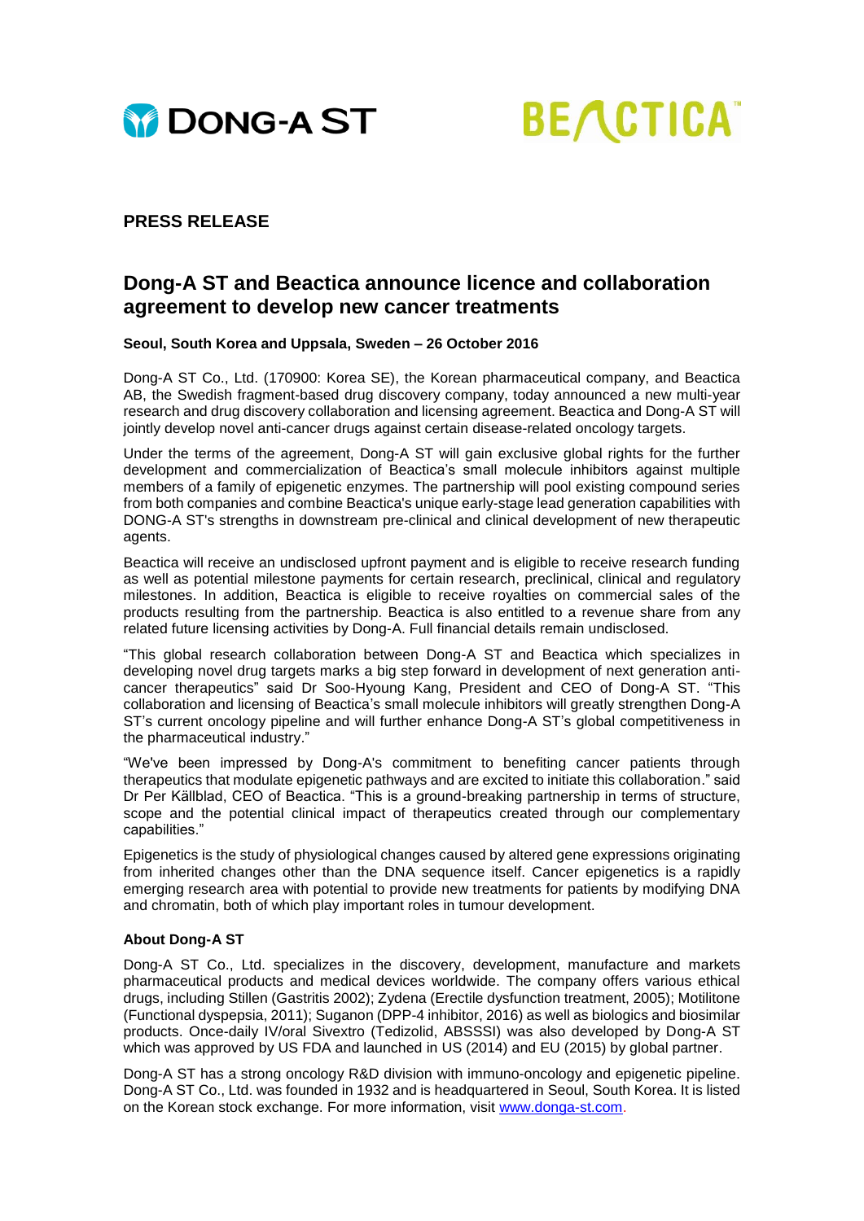DONG-A ST

BEACTICA™

**PRESS RELEASE**

# Dong-A ST and Beactica announce licence and collaboration agreement to develop new cancer treatments

**Seoul, South Korea and Uppsala, Sweden – 26 October 2016**

Dong-A ST Co., Ltd. (170900: Korea SE), the Korean pharmaceutical company, and Beactica AB, the Swedish fragment-based drug discovery company, today announced a new multi-year research and drug discovery collaboration and licensing agreement. Beactica and Dong-A ST will jointly develop novel anti-cancer drugs against certain disease-related oncology targets.

Under the terms of the agreement, Dong-A ST will gain exclusive global rights for the further development and commercialization of Beactica's small molecule inhibitors against multiple members of a family of epigenetic enzymes. The partnership will pool existing compound series from both companies and combine Beactica's unique early-stage lead generation capabilities with DONG-A ST's strengths in downstream pre-clinical and clinical development of new therapeutic agents.

Beactica will receive an undisclosed upfront payment and is eligible to receive research funding as well as potential milestone payments for certain research, preclinical, clinical and regulatory milestones. In addition, Beactica is eligible to receive royalties on commercial sales of the products resulting from the partnership. Beactica is also entitled to a revenue share from any related future licensing activities by Dong-A. Full financial details remain undisclosed.

"This global research collaboration between Dong-A ST and Beactica which specializes in developing novel drug targets marks a big step forward in development of next generation anti-cancer therapeutics" said Dr Soo-Hyoung Kang, President and CEO of Dong-A ST. "This collaboration and licensing of Beactica's small molecule inhibitors will greatly strengthen Dong-A ST's current oncology pipeline and will further enhance Dong-A ST's global competitiveness in the pharmaceutical industry."

"We've been impressed by Dong-A's commitment to benefiting cancer patients through therapeutics that modulate epigenetic pathways and are excited to initiate this collaboration." said Dr Per Källblad, CEO of Beactica. "This is a ground-breaking partnership in terms of structure, scope and the potential clinical impact of therapeutics created through our complementary capabilities."

Epigenetics is the study of physiological changes caused by altered gene expressions originating from inherited changes other than the DNA sequence itself. Cancer epigenetics is a rapidly emerging research area with potential to provide new treatments for patients by modifying DNA and chromatin, both of which play important roles in tumour development.

### About Dong-A ST

Dong-A ST Co., Ltd. specializes in the discovery, development, manufacture and markets pharmaceutical products and medical devices worldwide. The company offers various ethical drugs, including Stillen (Gastritis 2002); Zydena (Erectile dysfunction treatment, 2005); Motilitone (Functional dyspepsia, 2011); Suganon (DPP-4 inhibitor, 2016) as well as biologics and biosimilar products. Once-daily IV/oral Sivextro (Tedizolid, ABSSSI) was also developed by Dong-A ST which was approved by US FDA and launched in US (2014) and EU (2015) by global partner.

Dong-A ST has a strong oncology R&D division with immuno-oncology and epigenetic pipeline. Dong-A ST Co., Ltd. was founded in 1932 and is headquartered in Seoul, South Korea. It is listed on the Korean stock exchange. For more information, visit www.donga-st.com.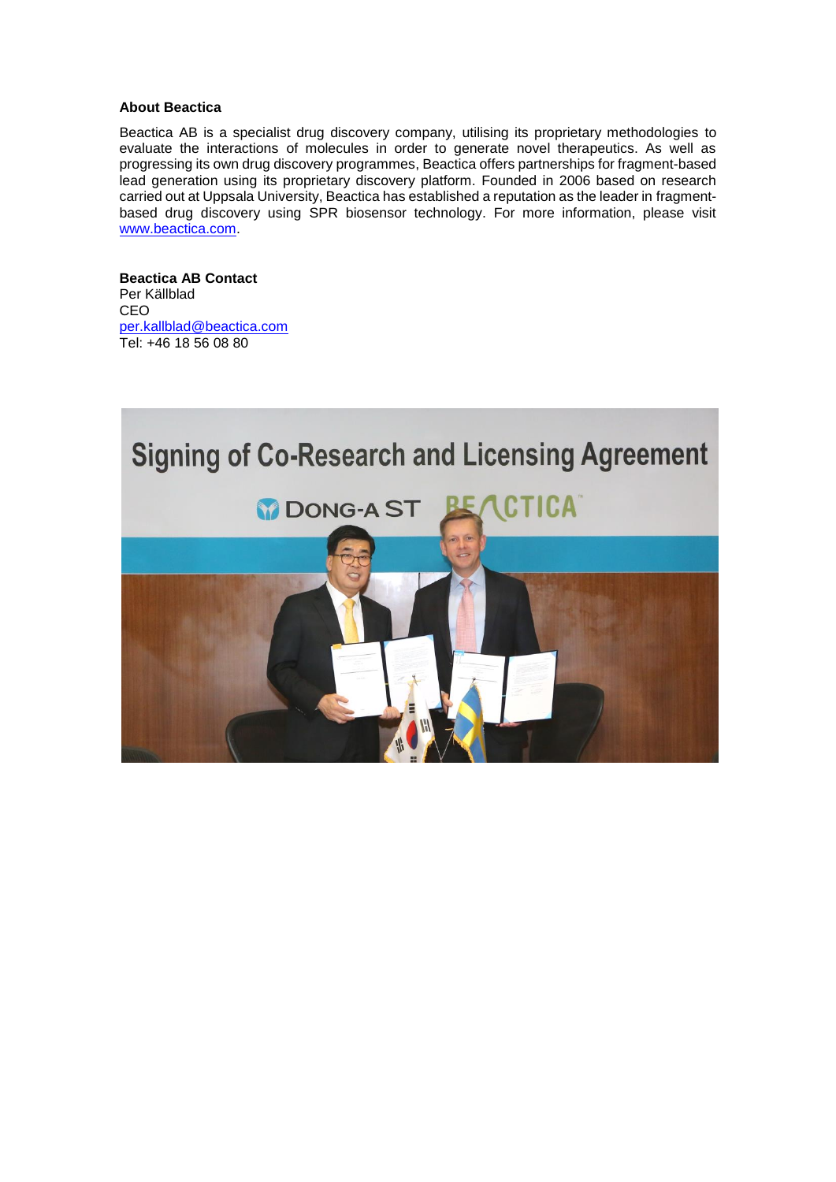**About Beactica**

Beactica AB is a specialist drug discovery company, utilising its proprietary methodologies to evaluate the interactions of molecules in order to generate novel therapeutics. As well as progressing its own drug discovery programmes, Beactica offers partnerships for fragment-based lead generation using its proprietary discovery platform. Founded in 2006 based on research carried out at Uppsala University, Beactica has established a reputation as the leader in fragment-based drug discovery using SPR biosensor technology. For more information, please visit www.beactica.com.

**Beactica AB Contact**
Per Källblad
CEO
per.kallblad@beactica.com
Tel: +46 18 56 08 80